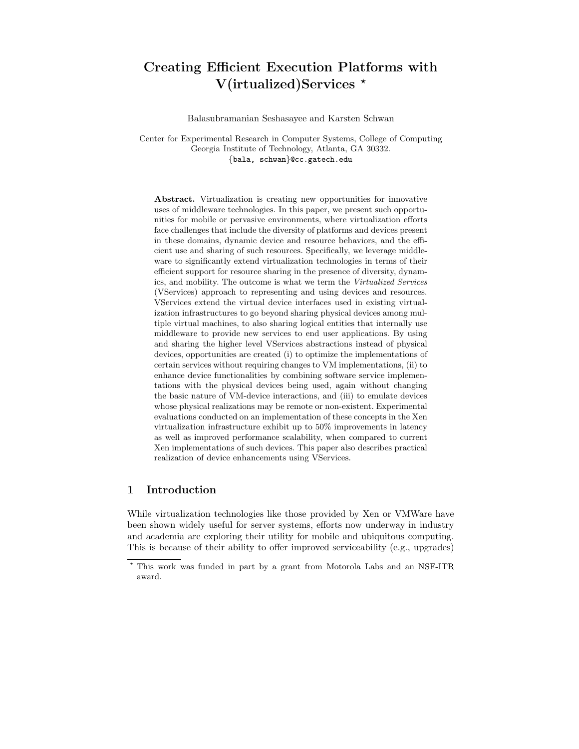# Creating Efficient Execution Platforms with V(irtualized)Services *

Balasubramanian Seshasayee and Karsten Schwan

Center for Experimental Research in Computer Systems, College of Computing
Georgia Institute of Technology, Atlanta, GA 30332.
{bala, schwan}@cc.gatech.edu

**Abstract.** Virtualization is creating new opportunities for innovative uses of middleware technologies. In this paper, we present such opportunities for mobile or pervasive environments, where virtualization efforts face challenges that include the diversity of platforms and devices present in these domains, dynamic device and resource behaviors, and the efficient use and sharing of such resources. Specifically, we leverage middleware to significantly extend virtualization technologies in terms of their efficient support for resource sharing in the presence of diversity, dynamics, and mobility. The outcome is what we term the *Virtualized Services* (VServices) approach to representing and using devices and resources. VServices extend the virtual device interfaces used in existing virtualization infrastructures to go beyond sharing physical devices among multiple virtual machines, to also sharing logical entities that internally use middleware to provide new services to end user applications. By using and sharing the higher level VServices abstractions instead of physical devices, opportunities are created (i) to optimize the implementations of certain services without requiring changes to VM implementations, (ii) to enhance device functionalities by combining software service implementations with the physical devices being used, again without changing the basic nature of VM-device interactions, and (iii) to emulate devices whose physical realizations may be remote or non-existent. Experimental evaluations conducted on an implementation of these concepts in the Xen virtualization infrastructure exhibit up to 50% improvements in latency as well as improved performance scalability, when compared to current Xen implementations of such devices. This paper also describes practical realization of device enhancements using VServices.

## 1 Introduction

While virtualization technologies like those provided by Xen or VMWare have been shown widely useful for server systems, efforts now underway in industry and academia are exploring their utility for mobile and ubiquitous computing. This is because of their ability to offer improved serviceability (e.g., upgrades)

* This work was funded in part by a grant from Motorola Labs and an NSF-ITR award.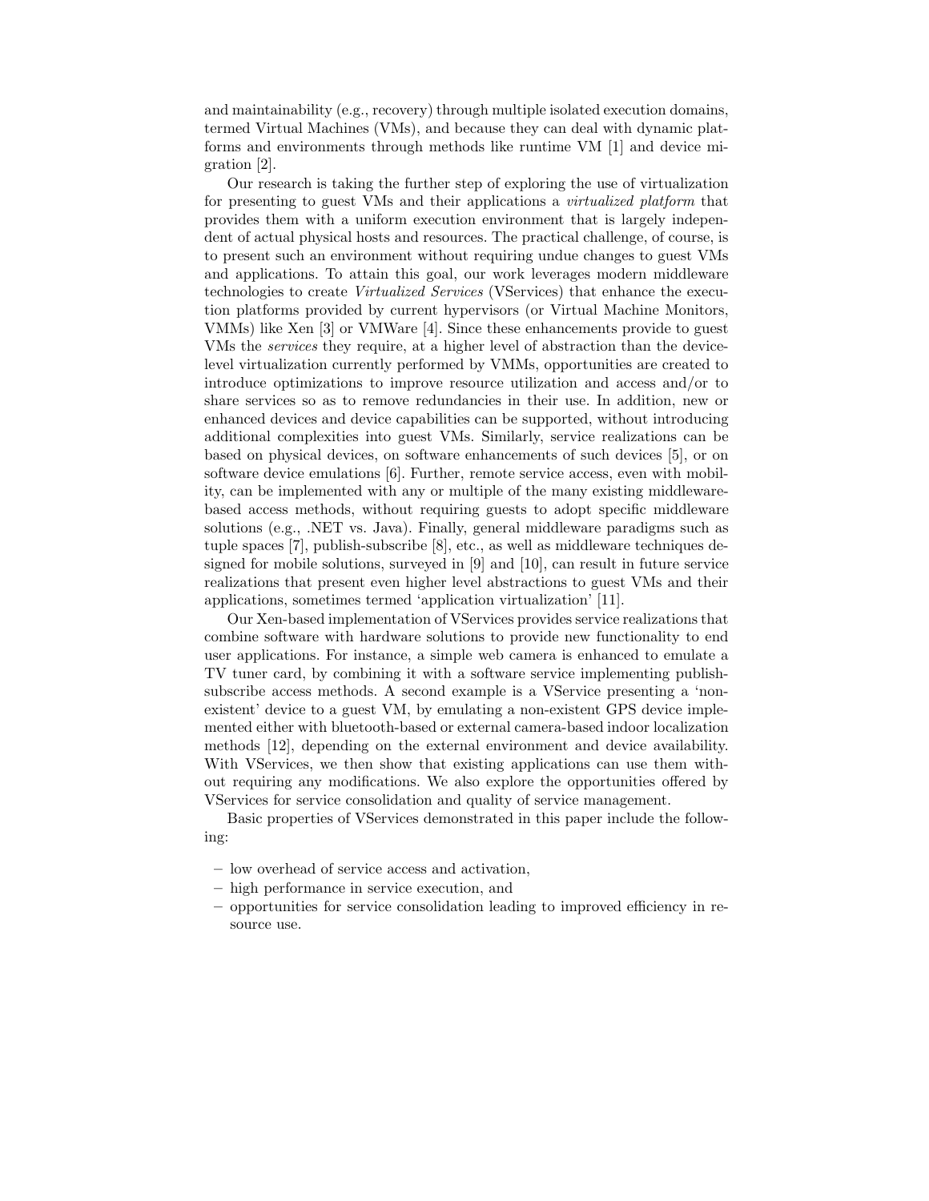and maintainability (e.g., recovery) through multiple isolated execution domains, termed Virtual Machines (VMs), and because they can deal with dynamic platforms and environments through methods like runtime VM [1] and device migration [2].

Our research is taking the further step of exploring the use of virtualization for presenting to guest VMs and their applications a *virtualized platform* that provides them with a uniform execution environment that is largely independent of actual physical hosts and resources. The practical challenge, of course, is to present such an environment without requiring undue changes to guest VMs and applications. To attain this goal, our work leverages modern middleware technologies to create *Virtualized Services* (VServices) that enhance the execution platforms provided by current hypervisors (or Virtual Machine Monitors, VMMs) like Xen [3] or VMWare [4]. Since these enhancements provide to guest VMs the *services* they require, at a higher level of abstraction than the device-level virtualization currently performed by VMMs, opportunities are created to introduce optimizations to improve resource utilization and access and/or to share services so as to remove redundancies in their use. In addition, new or enhanced devices and device capabilities can be supported, without introducing additional complexities into guest VMs. Similarly, service realizations can be based on physical devices, on software enhancements of such devices [5], or on software device emulations [6]. Further, remote service access, even with mobility, can be implemented with any or multiple of the many existing middleware-based access methods, without requiring guests to adopt specific middleware solutions (e.g., .NET vs. Java). Finally, general middleware paradigms such as tuple spaces [7], publish-subscribe [8], etc., as well as middleware techniques designed for mobile solutions, surveyed in [9] and [10], can result in future service realizations that present even higher level abstractions to guest VMs and their applications, sometimes termed 'application virtualization' [11].

Our Xen-based implementation of VServices provides service realizations that combine software with hardware solutions to provide new functionality to end user applications. For instance, a simple web camera is enhanced to emulate a TV tuner card, by combining it with a software service implementing publish-subscribe access methods. A second example is a VService presenting a 'non-existent' device to a guest VM, by emulating a non-existent GPS device implemented either with bluetooth-based or external camera-based indoor localization methods [12], depending on the external environment and device availability. With VServices, we then show that existing applications can use them without requiring any modifications. We also explore the opportunities offered by VServices for service consolidation and quality of service management.

Basic properties of VServices demonstrated in this paper include the following:

- low overhead of service access and activation,
- high performance in service execution, and
- opportunities for service consolidation leading to improved efficiency in resource use.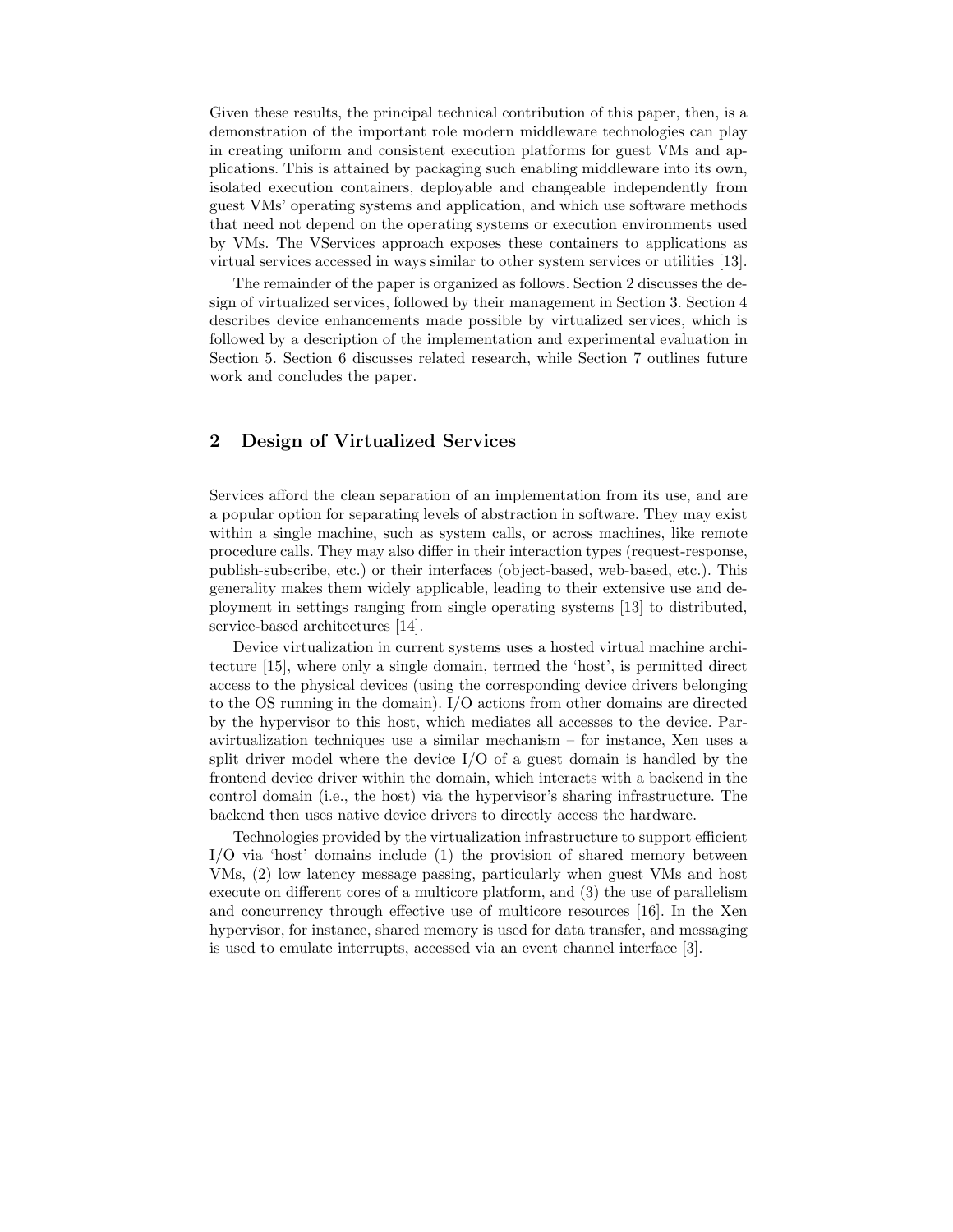Given these results, the principal technical contribution of this paper, then, is a demonstration of the important role modern middleware technologies can play in creating uniform and consistent execution platforms for guest VMs and applications. This is attained by packaging such enabling middleware into its own, isolated execution containers, deployable and changeable independently from guest VMs' operating systems and application, and which use software methods that need not depend on the operating systems or execution environments used by VMs. The VServices approach exposes these containers to applications as virtual services accessed in ways similar to other system services or utilities [13].

The remainder of the paper is organized as follows. Section 2 discusses the design of virtualized services, followed by their management in Section 3. Section 4 describes device enhancements made possible by virtualized services, which is followed by a description of the implementation and experimental evaluation in Section 5. Section 6 discusses related research, while Section 7 outlines future work and concludes the paper.

## 2 Design of Virtualized Services

Services afford the clean separation of an implementation from its use, and are a popular option for separating levels of abstraction in software. They may exist within a single machine, such as system calls, or across machines, like remote procedure calls. They may also differ in their interaction types (request-response, publish-subscribe, etc.) or their interfaces (object-based, web-based, etc.). This generality makes them widely applicable, leading to their extensive use and deployment in settings ranging from single operating systems [13] to distributed, service-based architectures [14].

Device virtualization in current systems uses a hosted virtual machine architecture [15], where only a single domain, termed the 'host', is permitted direct access to the physical devices (using the corresponding device drivers belonging to the OS running in the domain). I/O actions from other domains are directed by the hypervisor to this host, which mediates all accesses to the device. Paravirtualization techniques use a similar mechanism – for instance, Xen uses a split driver model where the device I/O of a guest domain is handled by the frontend device driver within the domain, which interacts with a backend in the control domain (i.e., the host) via the hypervisor's sharing infrastructure. The backend then uses native device drivers to directly access the hardware.

Technologies provided by the virtualization infrastructure to support efficient I/O via 'host' domains include (1) the provision of shared memory between VMs, (2) low latency message passing, particularly when guest VMs and host execute on different cores of a multicore platform, and (3) the use of parallelism and concurrency through effective use of multicore resources [16]. In the Xen hypervisor, for instance, shared memory is used for data transfer, and messaging is used to emulate interrupts, accessed via an event channel interface [3].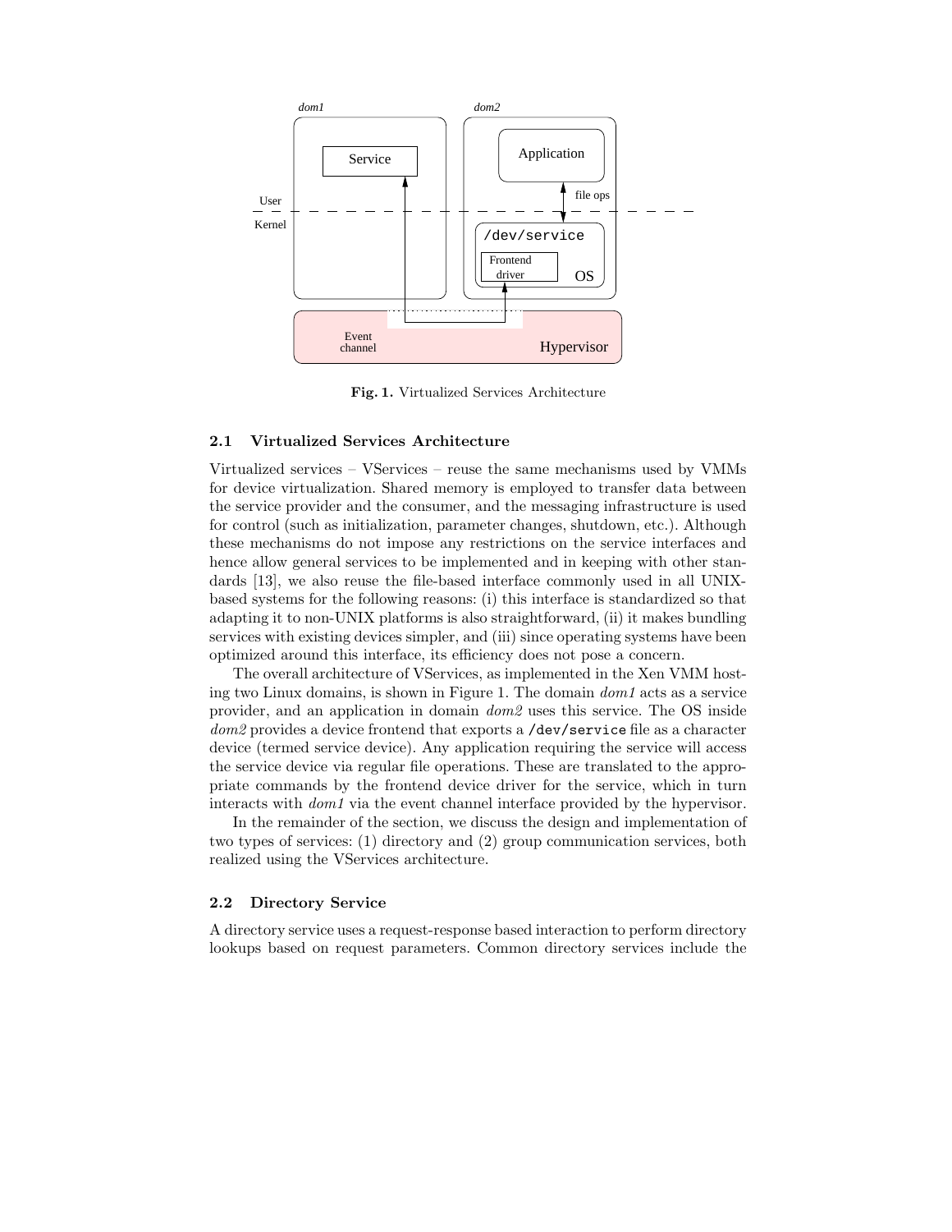Fig. 1. Virtualized Services Architecture

### 2.1 Virtualized Services Architecture

Virtualized services – VServices – reuse the same mechanisms used by VMMs for device virtualization. Shared memory is employed to transfer data between the service provider and the consumer, and the messaging infrastructure is used for control (such as initialization, parameter changes, shutdown, etc.). Although these mechanisms do not impose any restrictions on the service interfaces and hence allow general services to be implemented and in keeping with other standards [13], we also reuse the file-based interface commonly used in all UNIX-based systems for the following reasons: (i) this interface is standardized so that adapting it to non-UNIX platforms is also straightforward, (ii) it makes bundling services with existing devices simpler, and (iii) since operating systems have been optimized around this interface, its efficiency does not pose a concern.

The overall architecture of VServices, as implemented in the Xen VMM hosting two Linux domains, is shown in Figure 1. The domain *dom1* acts as a service provider, and an application in domain *dom2* uses this service. The OS inside *dom2* provides a device frontend that exports a `/dev/service` file as a character device (termed service device). Any application requiring the service will access the service device via regular file operations. These are translated to the appropriate commands by the frontend device driver for the service, which in turn interacts with *dom1* via the event channel interface provided by the hypervisor.

In the remainder of the section, we discuss the design and implementation of two types of services: (1) directory and (2) group communication services, both realized using the VServices architecture.

### 2.2 Directory Service

A directory service uses a request-response based interaction to perform directory lookups based on request parameters. Common directory services include the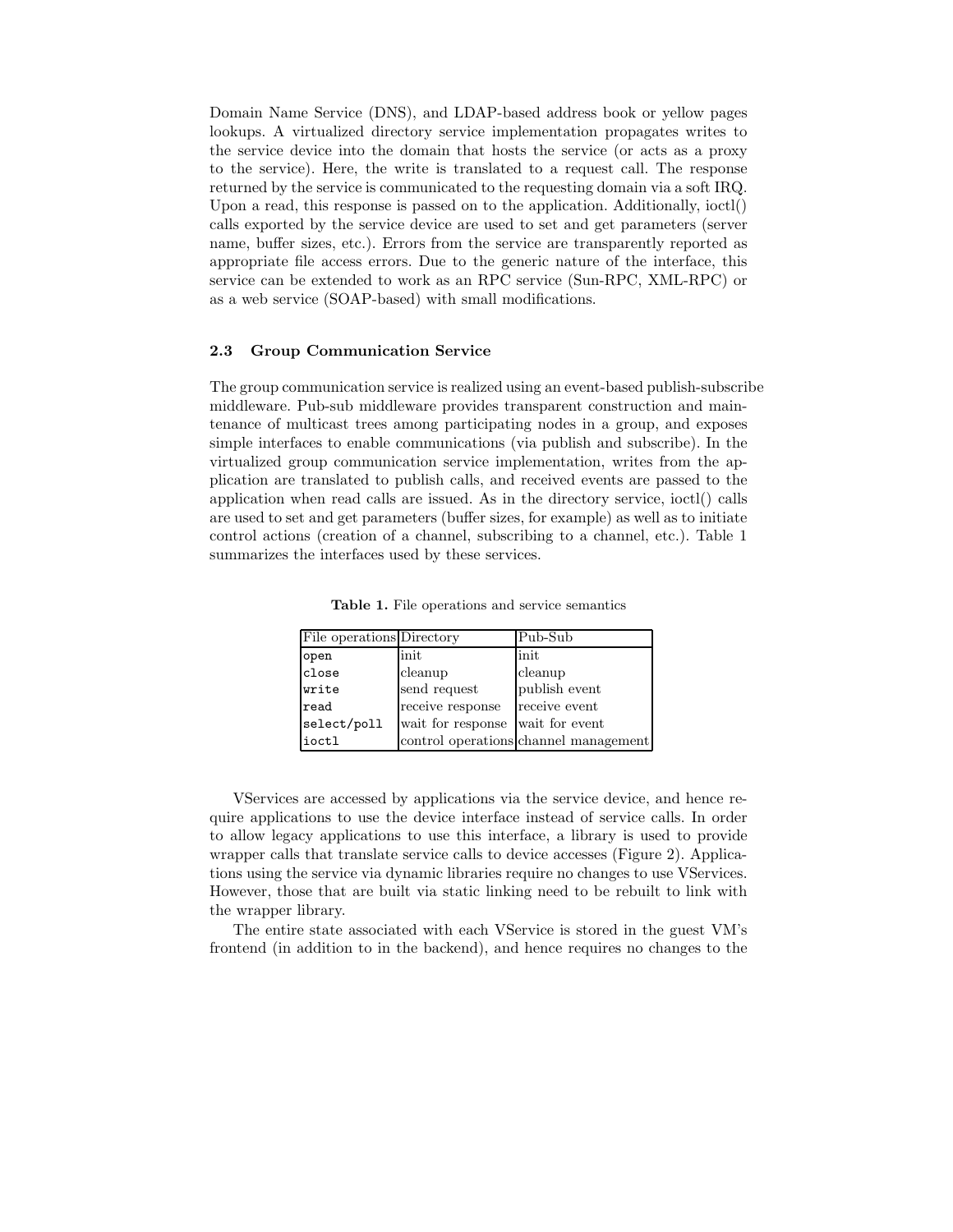Domain Name Service (DNS), and LDAP-based address book or yellow pages lookups. A virtualized directory service implementation propagates writes to the service device into the domain that hosts the service (or acts as a proxy to the service). Here, the write is translated to a request call. The response returned by the service is communicated to the requesting domain via a soft IRQ. Upon a read, this response is passed on to the application. Additionally, ioctl() calls exported by the service device are used to set and get parameters (server name, buffer sizes, etc.). Errors from the service are transparently reported as appropriate file access errors. Due to the generic nature of the interface, this service can be extended to work as an RPC service (Sun-RPC, XML-RPC) or as a web service (SOAP-based) with small modifications.

### 2.3 Group Communication Service

The group communication service is realized using an event-based publish-subscribe middleware. Pub-sub middleware provides transparent construction and maintenance of multicast trees among participating nodes in a group, and exposes simple interfaces to enable communications (via publish and subscribe). In the virtualized group communication service implementation, writes from the application are translated to publish calls, and received events are passed to the application when read calls are issued. As in the directory service, ioctl() calls are used to set and get parameters (buffer sizes, for example) as well as to initiate control actions (creation of a channel, subscribing to a channel, etc.). Table 1 summarizes the interfaces used by these services.

**Table 1.** File operations and service semantics

| File operations | Directory | Pub-Sub |
|---|---|---|
| `open` | init | init |
| `close` | cleanup | cleanup |
| `write` | send request | publish event |
| `read` | receive response | receive event |
| `select/poll` | wait for response | wait for event |
| `ioctl` | control operations | channel management |

VServices are accessed by applications via the service device, and hence require applications to use the device interface instead of service calls. In order to allow legacy applications to use this interface, a library is used to provide wrapper calls that translate service calls to device accesses (Figure 2). Applications using the service via dynamic libraries require no changes to use VServices. However, those that are built via static linking need to be rebuilt to link with the wrapper library.

The entire state associated with each VService is stored in the guest VM's frontend (in addition to in the backend), and hence requires no changes to the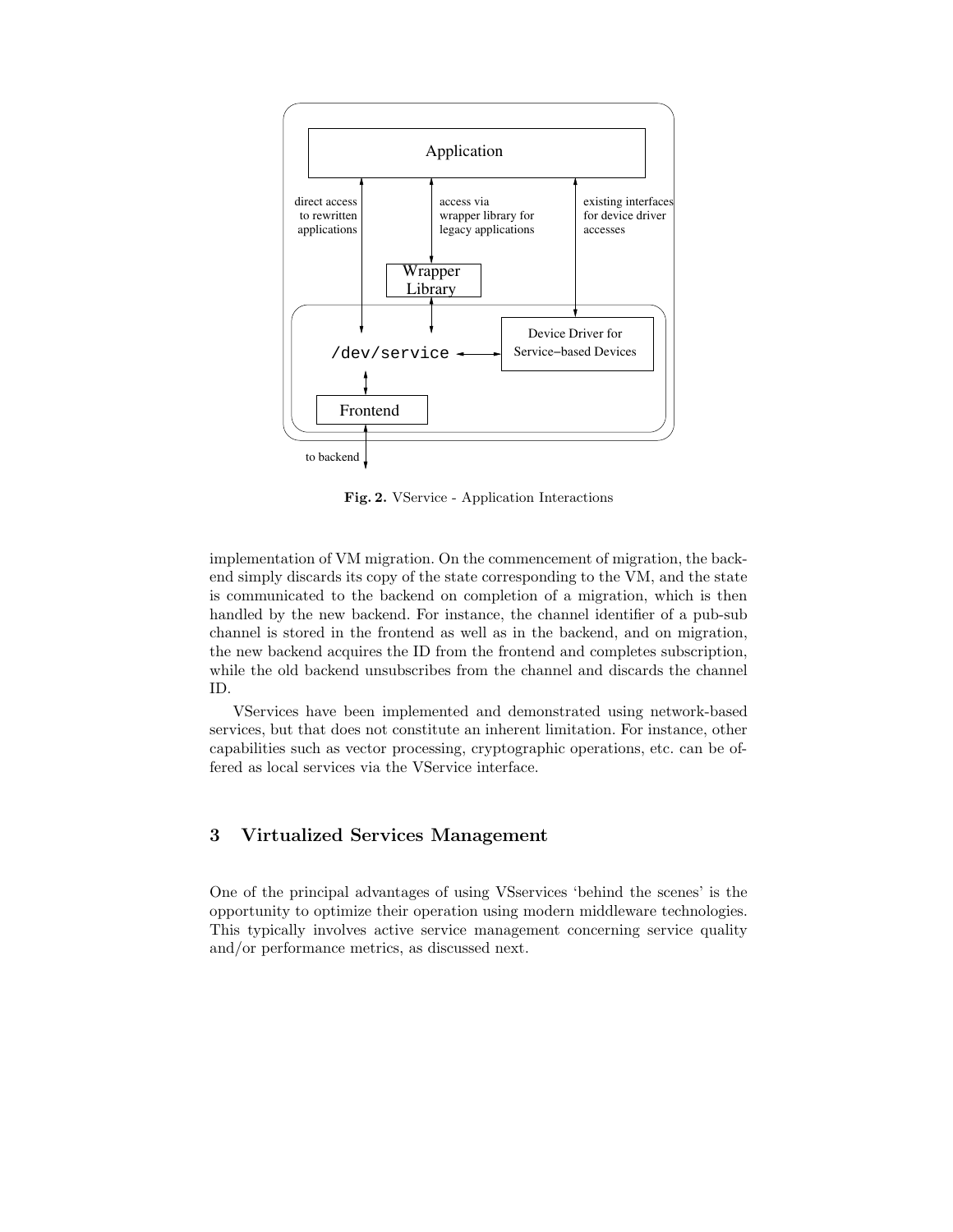Fig. 2. VService - Application Interactions

implementation of VM migration. On the commencement of migration, the backend simply discards its copy of the state corresponding to the VM, and the state is communicated to the backend on completion of a migration, which is then handled by the new backend. For instance, the channel identifier of a pub-sub channel is stored in the frontend as well as in the backend, and on migration, the new backend acquires the ID from the frontend and completes subscription, while the old backend unsubscribes from the channel and discards the channel ID.

VServices have been implemented and demonstrated using network-based services, but that does not constitute an inherent limitation. For instance, other capabilities such as vector processing, cryptographic operations, etc. can be offered as local services via the VService interface.

## 3 Virtualized Services Management

One of the principal advantages of using VSservices 'behind the scenes' is the opportunity to optimize their operation using modern middleware technologies. This typically involves active service management concerning service quality and/or performance metrics, as discussed next.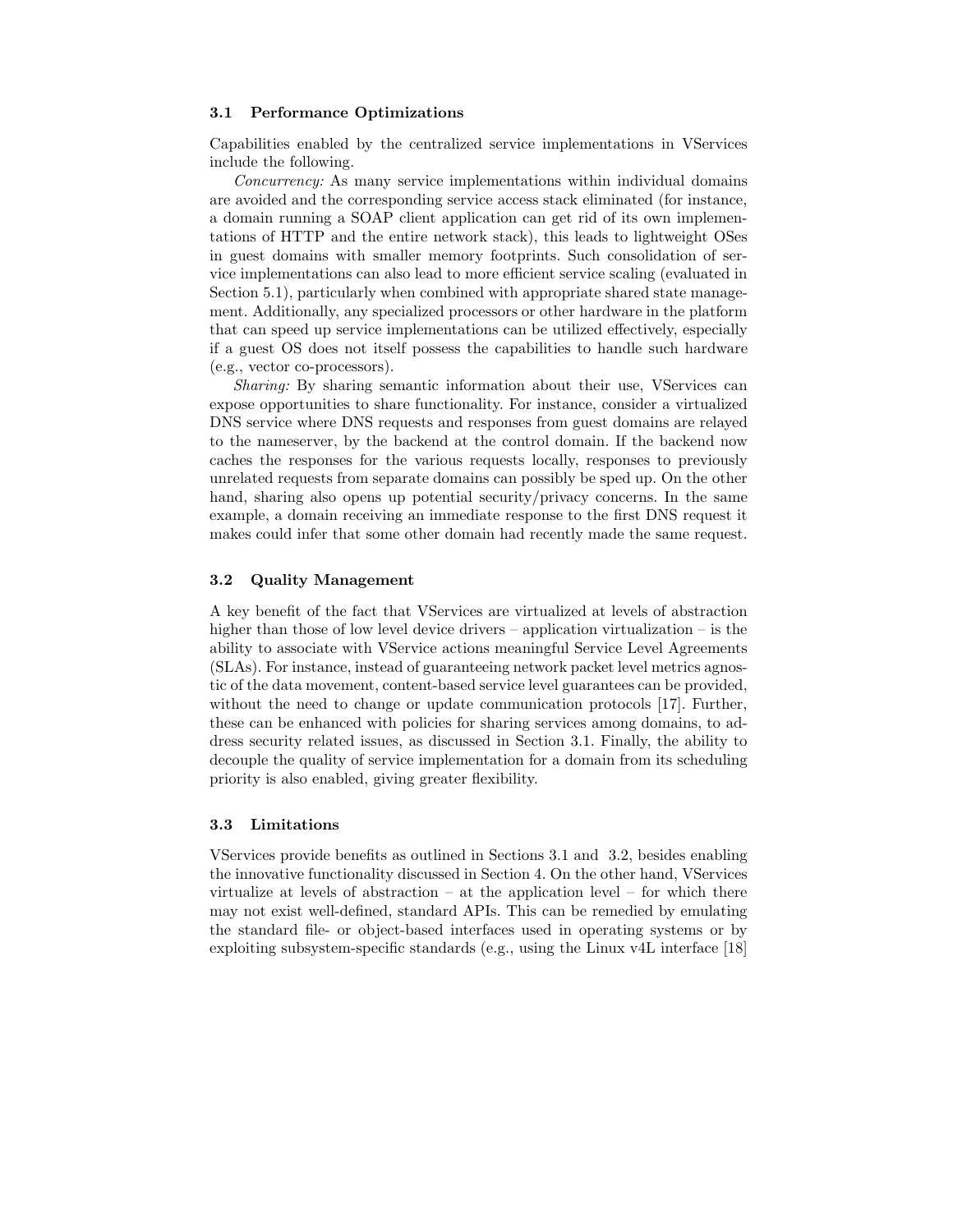### 3.1 Performance Optimizations

Capabilities enabled by the centralized service implementations in VServices include the following.

*Concurrency:* As many service implementations within individual domains are avoided and the corresponding service access stack eliminated (for instance, a domain running a SOAP client application can get rid of its own implementations of HTTP and the entire network stack), this leads to lightweight OSes in guest domains with smaller memory footprints. Such consolidation of service implementations can also lead to more efficient service scaling (evaluated in Section 5.1), particularly when combined with appropriate shared state management. Additionally, any specialized processors or other hardware in the platform that can speed up service implementations can be utilized effectively, especially if a guest OS does not itself possess the capabilities to handle such hardware (e.g., vector co-processors).

*Sharing:* By sharing semantic information about their use, VServices can expose opportunities to share functionality. For instance, consider a virtualized DNS service where DNS requests and responses from guest domains are relayed to the nameserver, by the backend at the control domain. If the backend now caches the responses for the various requests locally, responses to previously unrelated requests from separate domains can possibly be sped up. On the other hand, sharing also opens up potential security/privacy concerns. In the same example, a domain receiving an immediate response to the first DNS request it makes could infer that some other domain had recently made the same request.

### 3.2 Quality Management

A key benefit of the fact that VServices are virtualized at levels of abstraction higher than those of low level device drivers – application virtualization – is the ability to associate with VService actions meaningful Service Level Agreements (SLAs). For instance, instead of guaranteeing network packet level metrics agnostic of the data movement, content-based service level guarantees can be provided, without the need to change or update communication protocols [17]. Further, these can be enhanced with policies for sharing services among domains, to address security related issues, as discussed in Section 3.1. Finally, the ability to decouple the quality of service implementation for a domain from its scheduling priority is also enabled, giving greater flexibility.

### 3.3 Limitations

VServices provide benefits as outlined in Sections 3.1 and 3.2, besides enabling the innovative functionality discussed in Section 4. On the other hand, VServices virtualize at levels of abstraction – at the application level – for which there may not exist well-defined, standard APIs. This can be remedied by emulating the standard file- or object-based interfaces used in operating systems or by exploiting subsystem-specific standards (e.g., using the Linux v4L interface [18]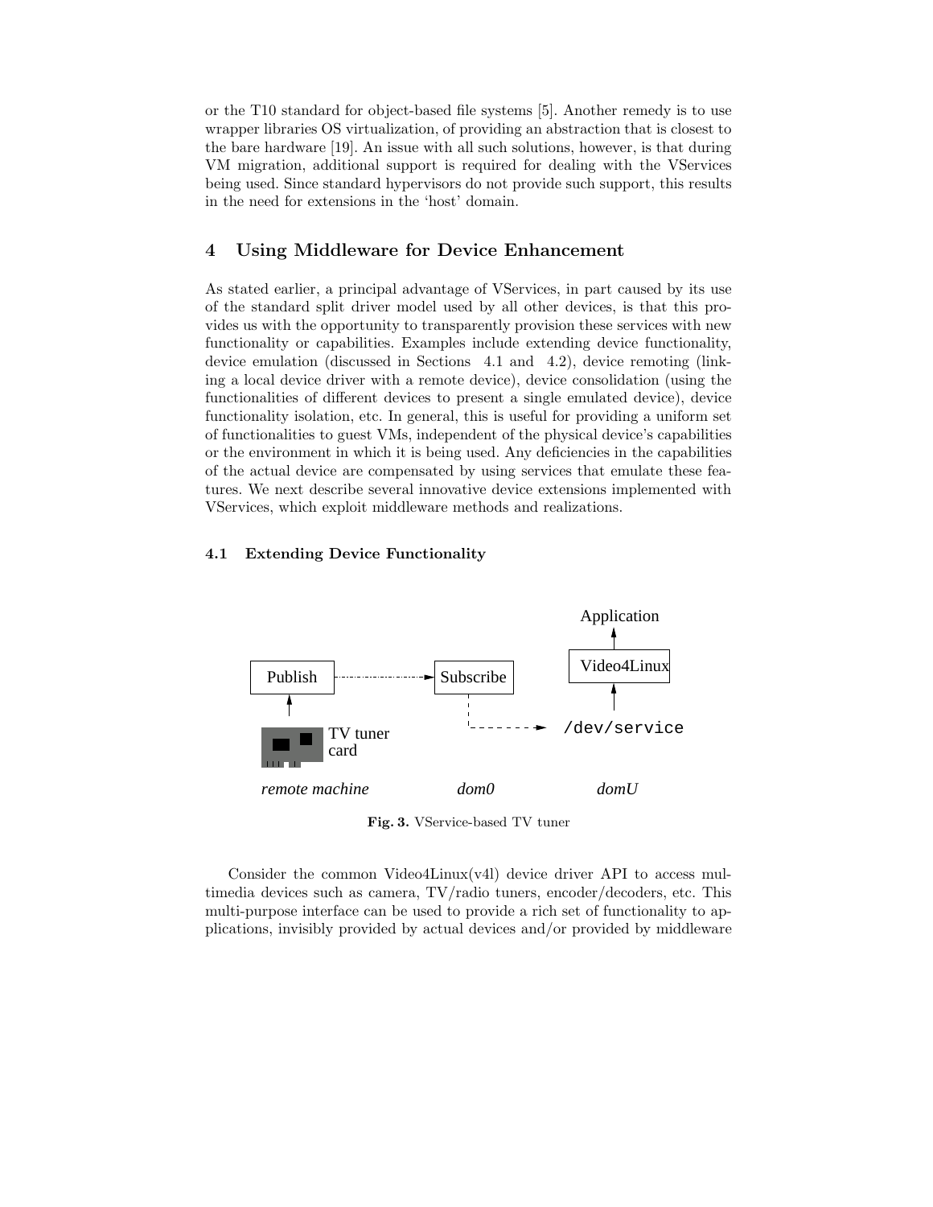or the T10 standard for object-based file systems [5]. Another remedy is to use wrapper libraries OS virtualization, of providing an abstraction that is closest to the bare hardware [19]. An issue with all such solutions, however, is that during VM migration, additional support is required for dealing with the VServices being used. Since standard hypervisors do not provide such support, this results in the need for extensions in the 'host' domain.

## 4 Using Middleware for Device Enhancement

As stated earlier, a principal advantage of VServices, in part caused by its use of the standard split driver model used by all other devices, is that this provides us with the opportunity to transparently provision these services with new functionality or capabilities. Examples include extending device functionality, device emulation (discussed in Sections 4.1 and 4.2), device remoting (linking a local device driver with a remote device), device consolidation (using the functionalities of different devices to present a single emulated device), device functionality isolation, etc. In general, this is useful for providing a uniform set of functionalities to guest VMs, independent of the physical device's capabilities or the environment in which it is being used. Any deficiencies in the capabilities of the actual device are compensated by using services that emulate these features. We next describe several innovative device extensions implemented with VServices, which exploit middleware methods and realizations.

### 4.1 Extending Device Functionality

**Fig. 3.** VService-based TV tuner

Consider the common Video4Linux(v4l) device driver API to access multimedia devices such as camera, TV/radio tuners, encoder/decoders, etc. This multi-purpose interface can be used to provide a rich set of functionality to applications, invisibly provided by actual devices and/or provided by middleware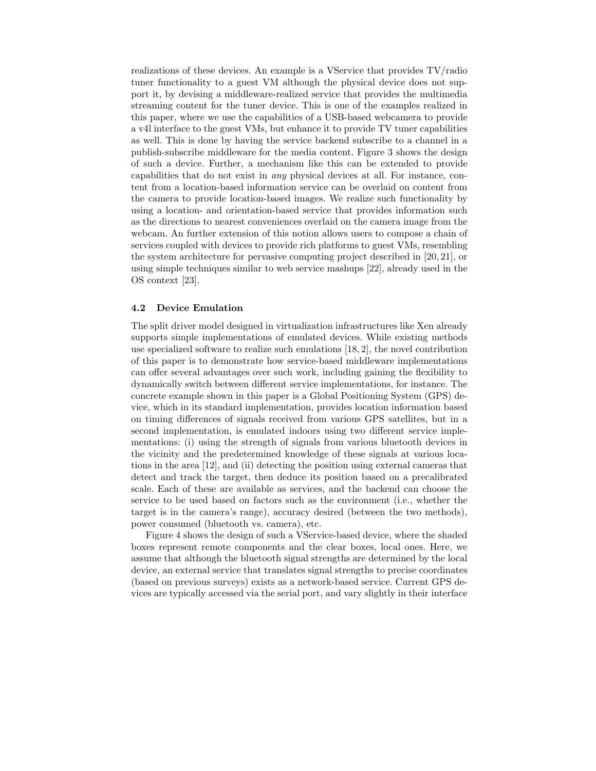realizations of these devices. An example is a VService that provides TV/radio tuner functionality to a guest VM although the physical device does not support it, by devising a middleware-realized service that provides the multimedia streaming content for the tuner device. This is one of the examples realized in this paper, where we use the capabilities of a USB-based webcamera to provide a v4l interface to the guest VMs, but enhance it to provide TV tuner capabilities as well. This is done by having the service backend subscribe to a channel in a publish-subscribe middleware for the media content. Figure 3 shows the design of such a device. Further, a mechanism like this can be extended to provide capabilities that do not exist in *any* physical devices at all. For instance, content from a location-based information service can be overlaid on content from the camera to provide location-based images. We realize such functionality by using a location- and orientation-based service that provides information such as the directions to nearest conveniences overlaid on the camera image from the webcam. An further extension of this notion allows users to compose a chain of services coupled with devices to provide rich platforms to guest VMs, resembling the system architecture for pervasive computing project described in [20, 21], or using simple techniques similar to web service mashups [22], already used in the OS context [23].

### 4.2 Device Emulation

The split driver model designed in virtualization infrastructures like Xen already supports simple implementations of emulated devices. While existing methods use specialized software to realize such emulations [18, 2], the novel contribution of this paper is to demonstrate how service-based middleware implementations can offer several advantages over such work, including gaining the flexibility to dynamically switch between different service implementations, for instance. The concrete example shown in this paper is a Global Positioning System (GPS) device, which in its standard implementation, provides location information based on timing differences of signals received from various GPS satellites, but in a second implementation, is emulated indoors using two different service implementations: (i) using the strength of signals from various bluetooth devices in the vicinity and the predetermined knowledge of these signals at various locations in the area [12], and (ii) detecting the position using external cameras that detect and track the target, then deduce its position based on a precalibrated scale. Each of these are available as services, and the backend can choose the service to be used based on factors such as the environment (i.e., whether the target is in the camera's range), accuracy desired (between the two methods), power consumed (bluetooth vs. camera), etc.

Figure 4 shows the design of such a VService-based device, where the shaded boxes represent remote components and the clear boxes, local ones. Here, we assume that although the bluetooth signal strengths are determined by the local device, an external service that translates signal strengths to precise coordinates (based on previous surveys) exists as a network-based service. Current GPS devices are typically accessed via the serial port, and vary slightly in their interface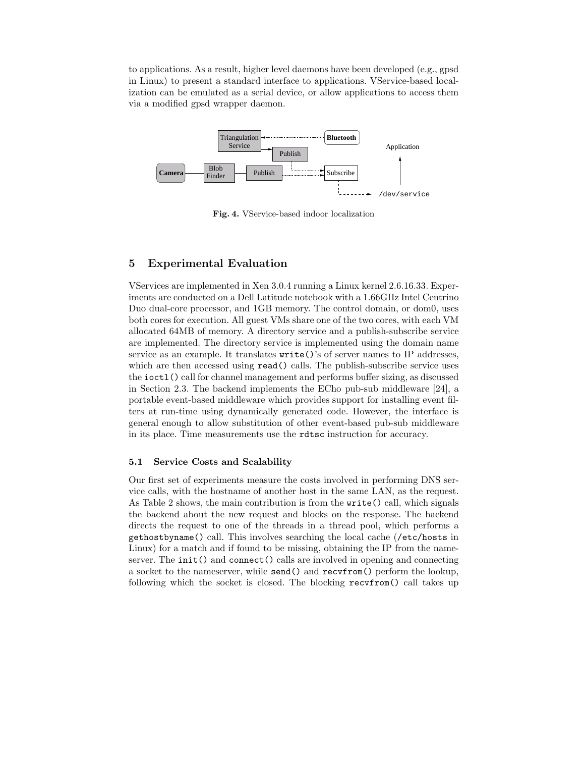to applications. As a result, higher level daemons have been developed (e.g., gpsd in Linux) to present a standard interface to applications. VService-based localization can be emulated as a serial device, or allow applications to access them via a modified gpsd wrapper daemon.

**Fig. 4.** VService-based indoor localization

## 5 Experimental Evaluation

VServices are implemented in Xen 3.0.4 running a Linux kernel 2.6.16.33. Experiments are conducted on a Dell Latitude notebook with a 1.66GHz Intel Centrino Duo dual-core processor, and 1GB memory. The control domain, or dom0, uses both cores for execution. All guest VMs share one of the two cores, with each VM allocated 64MB of memory. A directory service and a publish-subscribe service are implemented. The directory service is implemented using the domain name service as an example. It translates `write()`'s of server names to IP addresses, which are then accessed using `read()` calls. The publish-subscribe service uses the `ioctl()` call for channel management and performs buffer sizing, as discussed in Section 2.3. The backend implements the ECho pub-sub middleware [24], a portable event-based middleware which provides support for installing event filters at run-time using dynamically generated code. However, the interface is general enough to allow substitution of other event-based pub-sub middleware in its place. Time measurements use the `rdtsc` instruction for accuracy.

### 5.1 Service Costs and Scalability

Our first set of experiments measure the costs involved in performing DNS service calls, with the hostname of another host in the same LAN, as the request. As Table 2 shows, the main contribution is from the `write()` call, which signals the backend about the new request and blocks on the response. The backend directs the request to one of the threads in a thread pool, which performs a `gethostbyname()` call. This involves searching the local cache (`/etc/hosts` in Linux) for a match and if found to be missing, obtaining the IP from the nameserver. The `init()` and `connect()` calls are involved in opening and connecting a socket to the nameserver, while `send()` and `recvfrom()` perform the lookup, following which the socket is closed. The blocking `recvfrom()` call takes up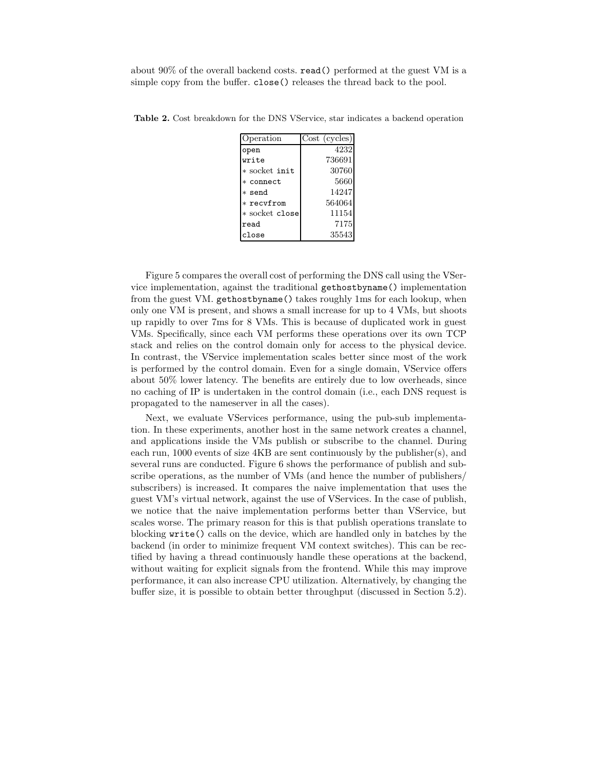about 90% of the overall backend costs. `read()` performed at the guest VM is a simple copy from the buffer. `close()` releases the thread back to the pool.

**Table 2.** Cost breakdown for the DNS VService, star indicates a backend operation

| Operation | Cost (cycles) |
|---|---:|
| `open` | 4232 |
| `write` | 736691 |
| * socket `init` | 30760 |
| * `connect` | 5660 |
| * `send` | 14247 |
| * `recvfrom` | 564064 |
| * socket `close` | 11154 |
| `read` | 7175 |
| `close` | 35543 |

Figure 5 compares the overall cost of performing the DNS call using the VService implementation, against the traditional `gethostbyname()` implementation from the guest VM. `gethostbyname()` takes roughly 1ms for each lookup, when only one VM is present, and shows a small increase for up to 4 VMs, but shoots up rapidly to over 7ms for 8 VMs. This is because of duplicated work in guest VMs. Specifically, since each VM performs these operations over its own TCP stack and relies on the control domain only for access to the physical device. In contrast, the VService implementation scales better since most of the work is performed by the control domain. Even for a single domain, VService offers about 50% lower latency. The benefits are entirely due to low overheads, since no caching of IP is undertaken in the control domain (i.e., each DNS request is propagated to the nameserver in all the cases).

Next, we evaluate VServices performance, using the pub-sub implementation. In these experiments, another host in the same network creates a channel, and applications inside the VMs publish or subscribe to the channel. During each run, 1000 events of size 4KB are sent continuously by the publisher(s), and several runs are conducted. Figure 6 shows the performance of publish and subscribe operations, as the number of VMs (and hence the number of publishers/ subscribers) is increased. It compares the naive implementation that uses the guest VM's virtual network, against the use of VServices. In the case of publish, we notice that the naive implementation performs better than VService, but scales worse. The primary reason for this is that publish operations translate to blocking `write()` calls on the device, which are handled only in batches by the backend (in order to minimize frequent VM context switches). This can be rectified by having a thread continuously handle these operations at the backend, without waiting for explicit signals from the frontend. While this may improve performance, it can also increase CPU utilization. Alternatively, by changing the buffer size, it is possible to obtain better throughput (discussed in Section 5.2).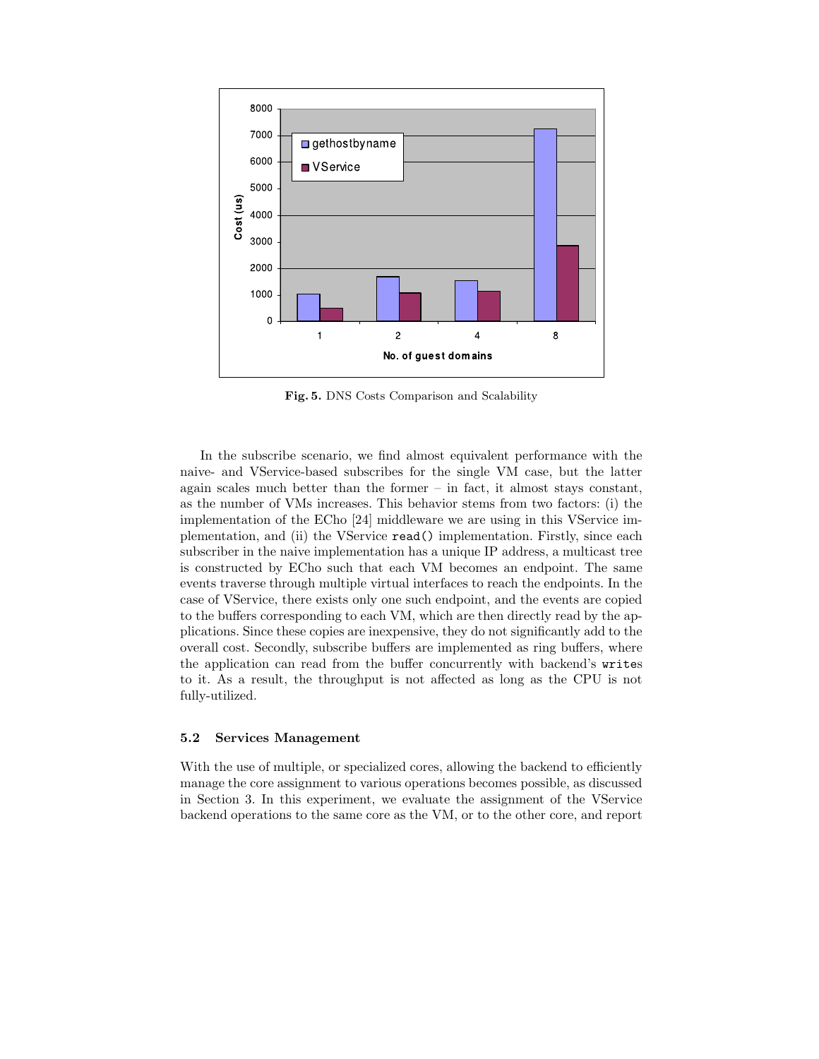**Fig. 5.** DNS Costs Comparison and Scalability

In the subscribe scenario, we find almost equivalent performance with the naive- and VService-based subscribes for the single VM case, but the latter again scales much better than the former – in fact, it almost stays constant, as the number of VMs increases. This behavior stems from two factors: (i) the implementation of the ECho [24] middleware we are using in this VService implementation, and (ii) the VService `read()` implementation. Firstly, since each subscriber in the naive implementation has a unique IP address, a multicast tree is constructed by ECho such that each VM becomes an endpoint. The same events traverse through multiple virtual interfaces to reach the endpoints. In the case of VService, there exists only one such endpoint, and the events are copied to the buffers corresponding to each VM, which are then directly read by the applications. Since these copies are inexpensive, they do not significantly add to the overall cost. Secondly, subscribe buffers are implemented as ring buffers, where the application can read from the buffer concurrently with backend's `write`s to it. As a result, the throughput is not affected as long as the CPU is not fully-utilized.

### 5.2 Services Management

With the use of multiple, or specialized cores, allowing the backend to efficiently manage the core assignment to various operations becomes possible, as discussed in Section 3. In this experiment, we evaluate the assignment of the VService backend operations to the same core as the VM, or to the other core, and report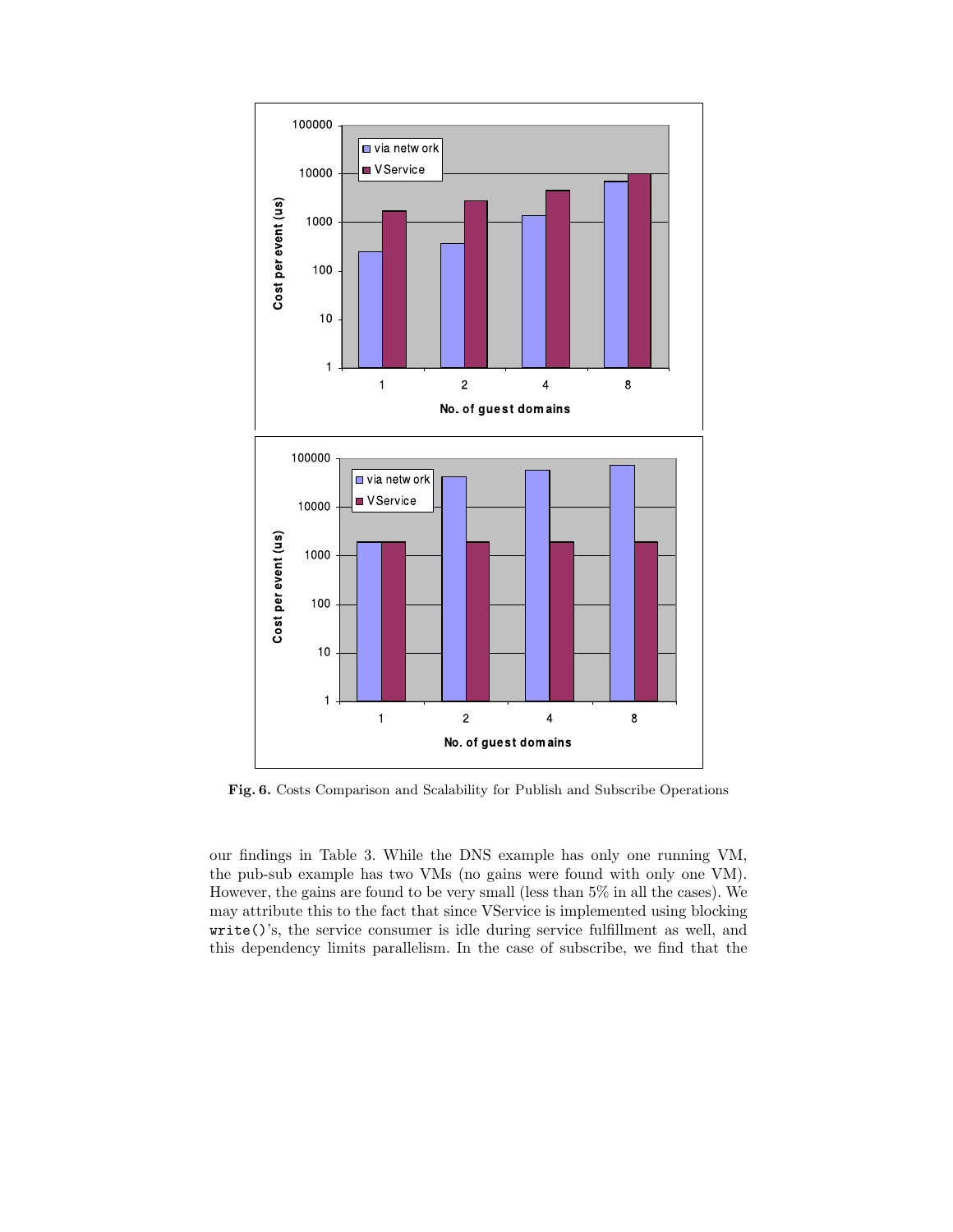**Fig. 6.** Costs Comparison and Scalability for Publish and Subscribe Operations

our findings in Table 3. While the DNS example has only one running VM, the pub-sub example has two VMs (no gains were found with only one VM). However, the gains are found to be very small (less than 5% in all the cases). We may attribute this to the fact that since VService is implemented using blocking `write()`'s, the service consumer is idle during service fulfillment as well, and this dependency limits parallelism. In the case of subscribe, we find that the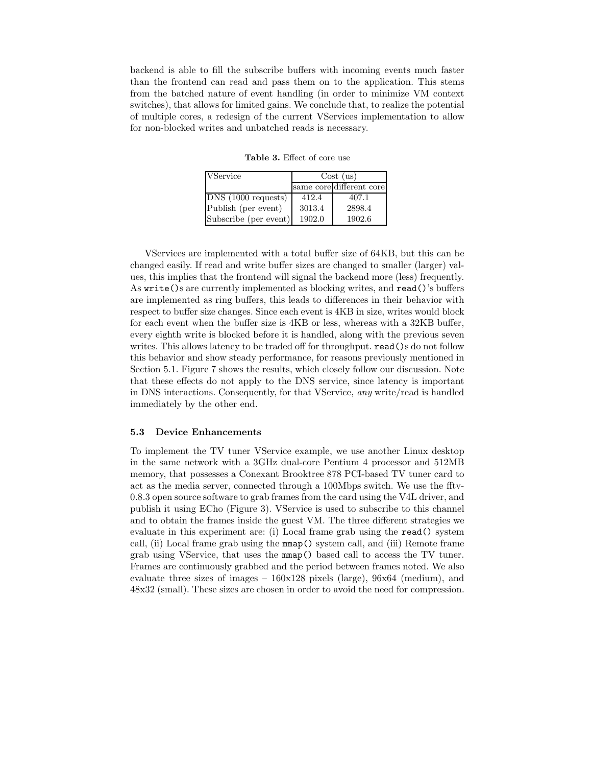backend is able to fill the subscribe buffers with incoming events much faster than the frontend can read and pass them on to the application. This stems from the batched nature of event handling (in order to minimize VM context switches), that allows for limited gains. We conclude that, to realize the potential of multiple cores, a redesign of the current VServices implementation to allow for non-blocked writes and unbatched reads is necessary.

**Table 3.** Effect of core use

| VService | Cost (us) | |
|---|---|---|
| | same core | different core |
| DNS (1000 requests) | 412.4 | 407.1 |
| Publish (per event) | 3013.4 | 2898.4 |
| Subscribe (per event) | 1902.0 | 1902.6 |

VServices are implemented with a total buffer size of 64KB, but this can be changed easily. If read and write buffer sizes are changed to smaller (larger) values, this implies that the frontend will signal the backend more (less) frequently. As `write()`s are currently implemented as blocking writes, and `read()`'s buffers are implemented as ring buffers, this leads to differences in their behavior with respect to buffer size changes. Since each event is 4KB in size, writes would block for each event when the buffer size is 4KB or less, whereas with a 32KB buffer, every eighth write is blocked before it is handled, along with the previous seven writes. This allows latency to be traded off for throughput. `read()`s do not follow this behavior and show steady performance, for reasons previously mentioned in Section 5.1. Figure 7 shows the results, which closely follow our discussion. Note that these effects do not apply to the DNS service, since latency is important in DNS interactions. Consequently, for that VService, *any* write/read is handled immediately by the other end.

### 5.3 Device Enhancements

To implement the TV tuner VService example, we use another Linux desktop in the same network with a 3GHz dual-core Pentium 4 processor and 512MB memory, that possesses a Conexant Brooktree 878 PCI-based TV tuner card to act as the media server, connected through a 100Mbps switch. We use the fftv-0.8.3 open source software to grab frames from the card using the V4L driver, and publish it using ECho (Figure 3). VService is used to subscribe to this channel and to obtain the frames inside the guest VM. The three different strategies we evaluate in this experiment are: (i) Local frame grab using the `read()` system call, (ii) Local frame grab using the `mmap()` system call, and (iii) Remote frame grab using VService, that uses the `mmap()` based call to access the TV tuner. Frames are continuously grabbed and the period between frames noted. We also evaluate three sizes of images – 160x128 pixels (large), 96x64 (medium), and 48x32 (small). These sizes are chosen in order to avoid the need for compression.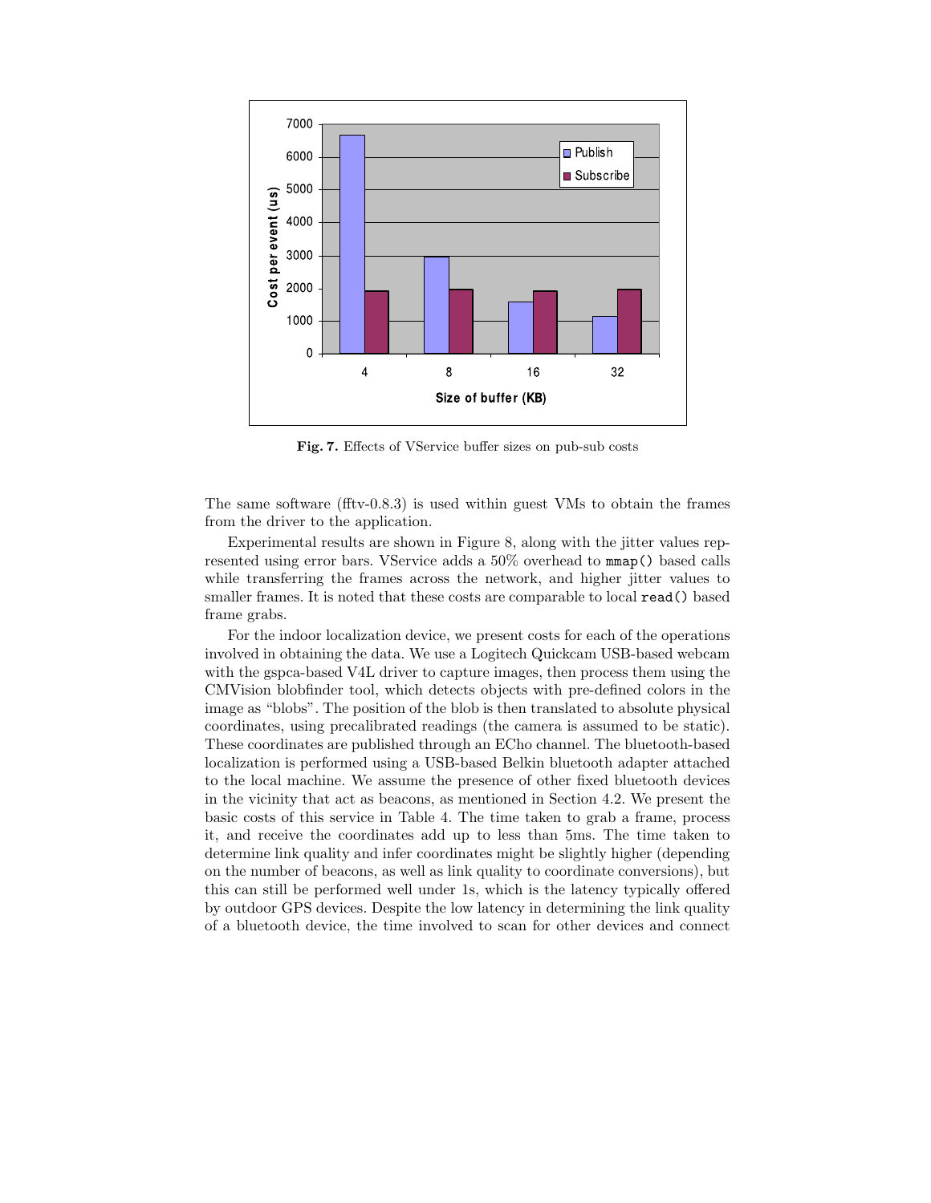**Fig. 7.** Effects of VService buffer sizes on pub-sub costs

The same software (fftv-0.8.3) is used within guest VMs to obtain the frames from the driver to the application.

Experimental results are shown in Figure 8, along with the jitter values represented using error bars. VService adds a 50% overhead to `mmap()` based calls while transferring the frames across the network, and higher jitter values to smaller frames. It is noted that these costs are comparable to local `read()` based frame grabs.

For the indoor localization device, we present costs for each of the operations involved in obtaining the data. We use a Logitech Quickcam USB-based webcam with the gspca-based V4L driver to capture images, then process them using the CMVision blobfinder tool, which detects objects with pre-defined colors in the image as "blobs". The position of the blob is then translated to absolute physical coordinates, using precalibrated readings (the camera is assumed to be static). These coordinates are published through an ECho channel. The bluetooth-based localization is performed using a USB-based Belkin bluetooth adapter attached to the local machine. We assume the presence of other fixed bluetooth devices in the vicinity that act as beacons, as mentioned in Section 4.2. We present the basic costs of this service in Table 4. The time taken to grab a frame, process it, and receive the coordinates add up to less than 5ms. The time taken to determine link quality and infer coordinates might be slightly higher (depending on the number of beacons, as well as link quality to coordinate conversions), but this can still be performed well under 1s, which is the latency typically offered by outdoor GPS devices. Despite the low latency in determining the link quality of a bluetooth device, the time involved to scan for other devices and connect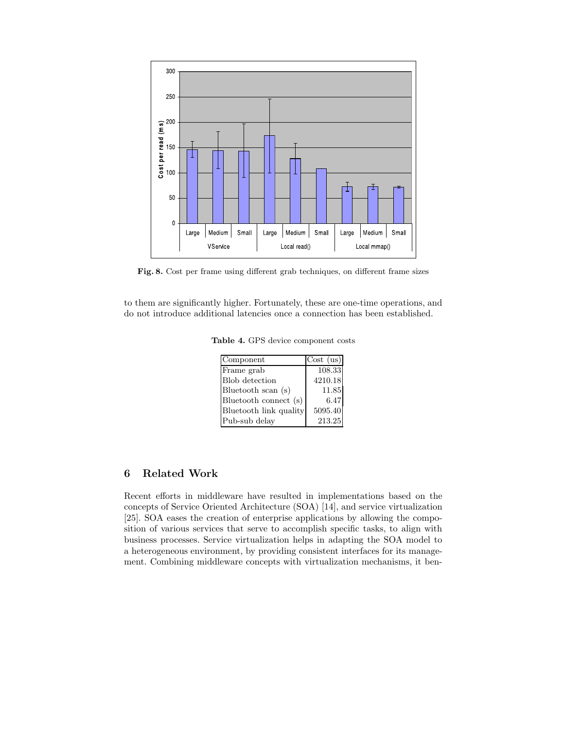Fig. 8. Cost per frame using different grab techniques, on different frame sizes

to them are significantly higher. Fortunately, these are one-time operations, and do not introduce additional latencies once a connection has been established.

**Table 4.** GPS device component costs

| Component | Cost (us) |
|---|---|
| Frame grab | 108.33 |
| Blob detection | 4210.18 |
| Bluetooth scan (s) | 11.85 |
| Bluetooth connect (s) | 6.47 |
| Bluetooth link quality | 5095.40 |
| Pub-sub delay | 213.25 |

## 6 Related Work

Recent efforts in middleware have resulted in implementations based on the concepts of Service Oriented Architecture (SOA) [14], and service virtualization [25]. SOA eases the creation of enterprise applications by allowing the composition of various services that serve to accomplish specific tasks, to align with business processes. Service virtualization helps in adapting the SOA model to a heterogeneous environment, by providing consistent interfaces for its management. Combining middleware concepts with virtualization mechanisms, it ben-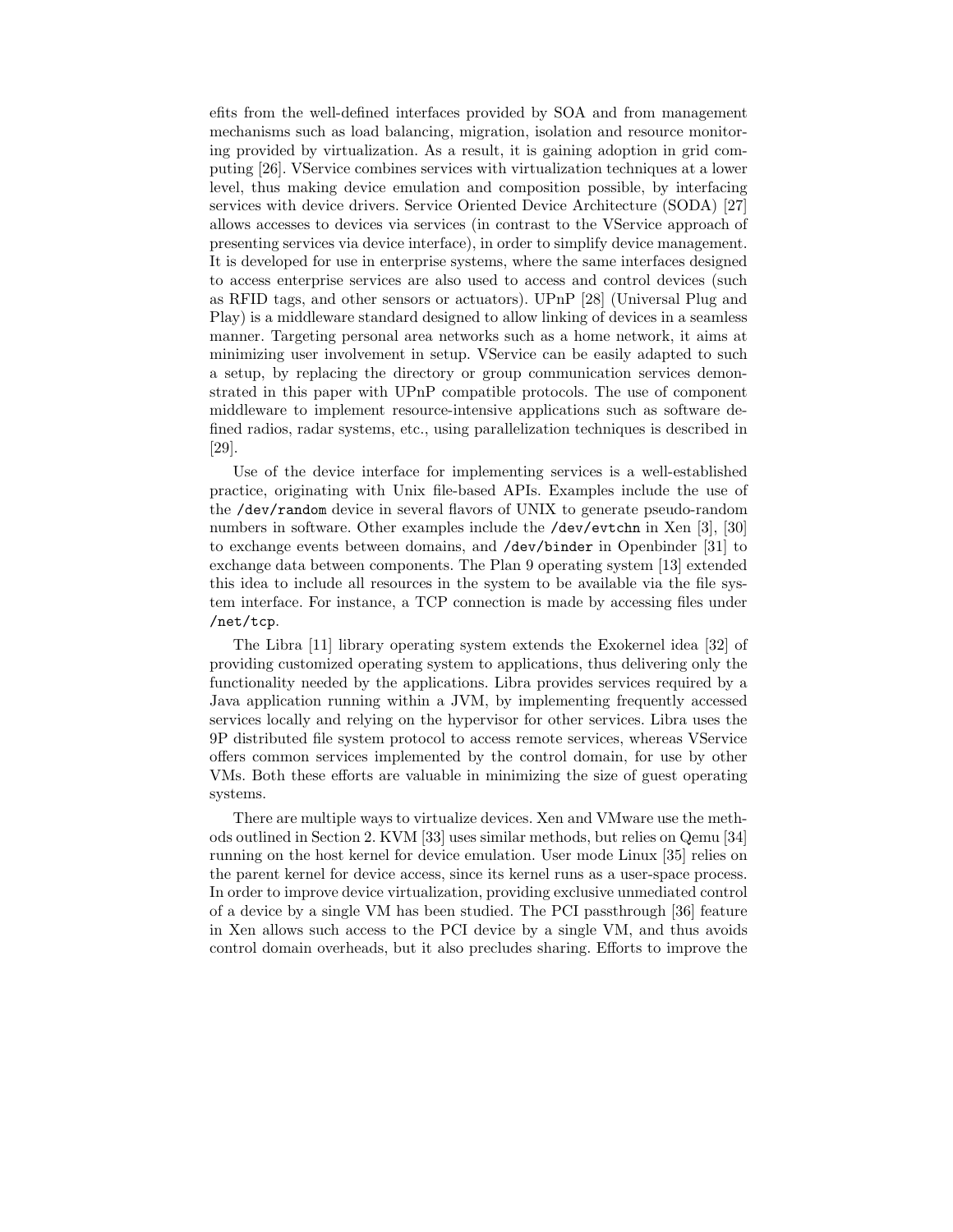efits from the well-defined interfaces provided by SOA and from management mechanisms such as load balancing, migration, isolation and resource monitoring provided by virtualization. As a result, it is gaining adoption in grid computing [26]. VService combines services with virtualization techniques at a lower level, thus making device emulation and composition possible, by interfacing services with device drivers. Service Oriented Device Architecture (SODA) [27] allows accesses to devices via services (in contrast to the VService approach of presenting services via device interface), in order to simplify device management. It is developed for use in enterprise systems, where the same interfaces designed to access enterprise services are also used to access and control devices (such as RFID tags, and other sensors or actuators). UPnP [28] (Universal Plug and Play) is a middleware standard designed to allow linking of devices in a seamless manner. Targeting personal area networks such as a home network, it aims at minimizing user involvement in setup. VService can be easily adapted to such a setup, by replacing the directory or group communication services demonstrated in this paper with UPnP compatible protocols. The use of component middleware to implement resource-intensive applications such as software defined radios, radar systems, etc., using parallelization techniques is described in [29].

Use of the device interface for implementing services is a well-established practice, originating with Unix file-based APIs. Examples include the use of the `/dev/random` device in several flavors of UNIX to generate pseudo-random numbers in software. Other examples include the `/dev/evtchn` in Xen [3], [30] to exchange events between domains, and `/dev/binder` in Openbinder [31] to exchange data between components. The Plan 9 operating system [13] extended this idea to include all resources in the system to be available via the file system interface. For instance, a TCP connection is made by accessing files under `/net/tcp`.

The Libra [11] library operating system extends the Exokernel idea [32] of providing customized operating system to applications, thus delivering only the functionality needed by the applications. Libra provides services required by a Java application running within a JVM, by implementing frequently accessed services locally and relying on the hypervisor for other services. Libra uses the 9P distributed file system protocol to access remote services, whereas VService offers common services implemented by the control domain, for use by other VMs. Both these efforts are valuable in minimizing the size of guest operating systems.

There are multiple ways to virtualize devices. Xen and VMware use the methods outlined in Section 2. KVM [33] uses similar methods, but relies on Qemu [34] running on the host kernel for device emulation. User mode Linux [35] relies on the parent kernel for device access, since its kernel runs as a user-space process. In order to improve device virtualization, providing exclusive unmediated control of a device by a single VM has been studied. The PCI passthrough [36] feature in Xen allows such access to the PCI device by a single VM, and thus avoids control domain overheads, but it also precludes sharing. Efforts to improve the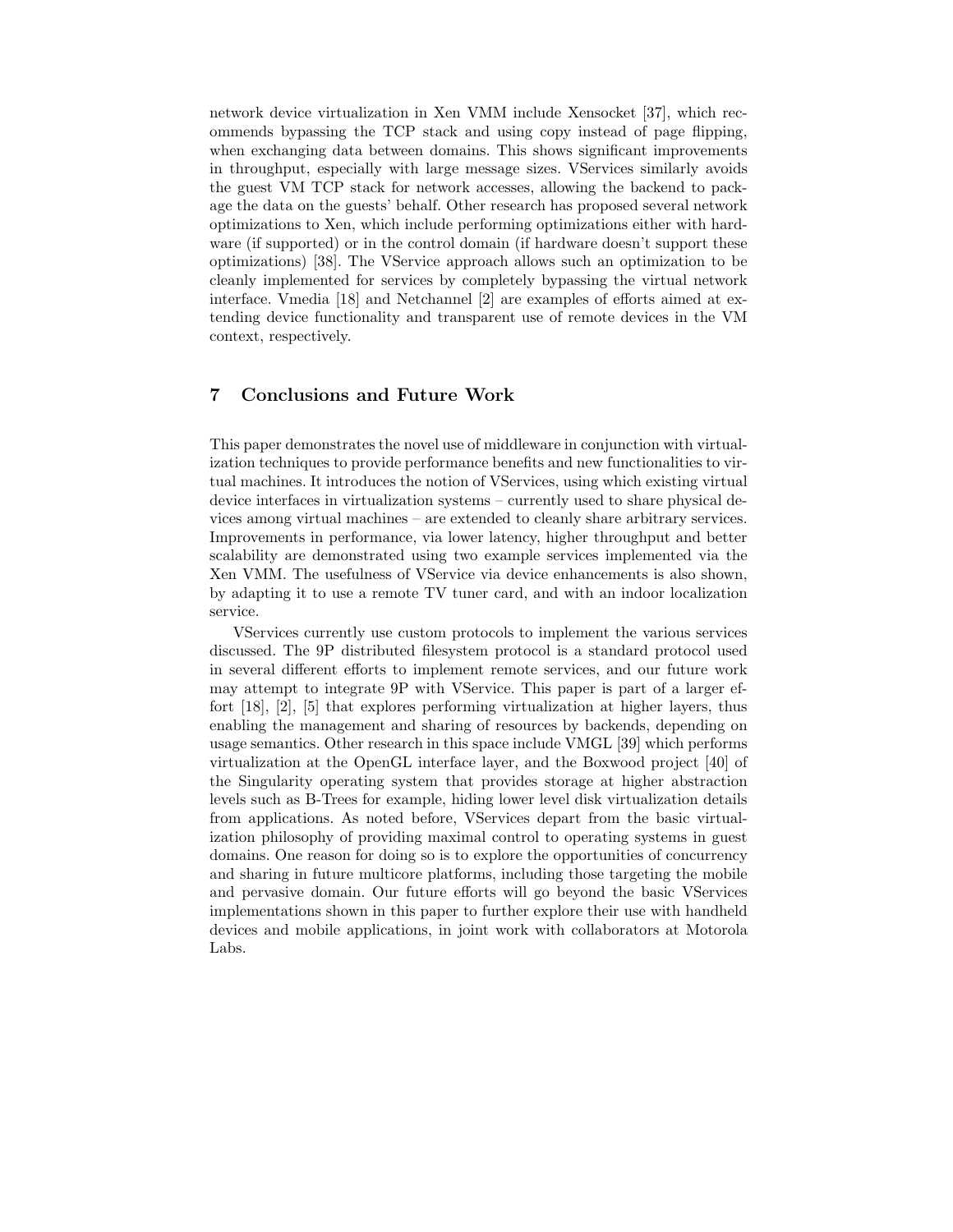network device virtualization in Xen VMM include Xensocket [37], which recommends bypassing the TCP stack and using copy instead of page flipping, when exchanging data between domains. This shows significant improvements in throughput, especially with large message sizes. VServices similarly avoids the guest VM TCP stack for network accesses, allowing the backend to package the data on the guests' behalf. Other research has proposed several network optimizations to Xen, which include performing optimizations either with hardware (if supported) or in the control domain (if hardware doesn't support these optimizations) [38]. The VService approach allows such an optimization to be cleanly implemented for services by completely bypassing the virtual network interface. Vmedia [18] and Netchannel [2] are examples of efforts aimed at extending device functionality and transparent use of remote devices in the VM context, respectively.

## 7 Conclusions and Future Work

This paper demonstrates the novel use of middleware in conjunction with virtualization techniques to provide performance benefits and new functionalities to virtual machines. It introduces the notion of VServices, using which existing virtual device interfaces in virtualization systems – currently used to share physical devices among virtual machines – are extended to cleanly share arbitrary services. Improvements in performance, via lower latency, higher throughput and better scalability are demonstrated using two example services implemented via the Xen VMM. The usefulness of VService via device enhancements is also shown, by adapting it to use a remote TV tuner card, and with an indoor localization service.

VServices currently use custom protocols to implement the various services discussed. The 9P distributed filesystem protocol is a standard protocol used in several different efforts to implement remote services, and our future work may attempt to integrate 9P with VService. This paper is part of a larger effort [18], [2], [5] that explores performing virtualization at higher layers, thus enabling the management and sharing of resources by backends, depending on usage semantics. Other research in this space include VMGL [39] which performs virtualization at the OpenGL interface layer, and the Boxwood project [40] of the Singularity operating system that provides storage at higher abstraction levels such as B-Trees for example, hiding lower level disk virtualization details from applications. As noted before, VServices depart from the basic virtualization philosophy of providing maximal control to operating systems in guest domains. One reason for doing so is to explore the opportunities of concurrency and sharing in future multicore platforms, including those targeting the mobile and pervasive domain. Our future efforts will go beyond the basic VServices implementations shown in this paper to further explore their use with handheld devices and mobile applications, in joint work with collaborators at Motorola Labs.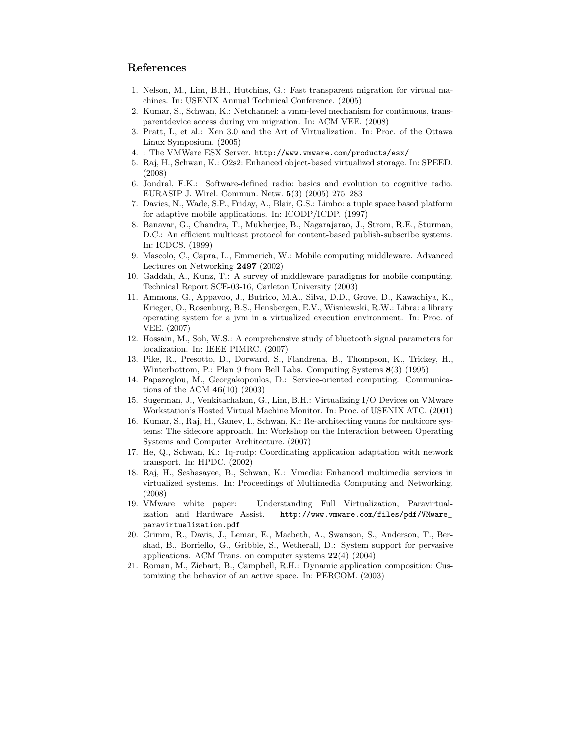## References

1. Nelson, M., Lim, B.H., Hutchins, G.: Fast transparent migration for virtual machines. In: USENIX Annual Technical Conference. (2005)
2. Kumar, S., Schwan, K.: Netchannel: a vmm-level mechanism for continuous, transparentdevice access during vm migration. In: ACM VEE. (2008)
3. Pratt, I., et al.: Xen 3.0 and the Art of Virtualization. In: Proc. of the Ottawa Linux Symposium. (2005)
4. : The VMWare ESX Server. `http://www.vmware.com/products/esx/`
5. Raj, H., Schwan, K.: O2s2: Enhanced object-based virtualized storage. In: SPEED. (2008)
6. Jondral, F.K.: Software-defined radio: basics and evolution to cognitive radio. EURASIP J. Wirel. Commun. Netw. **5**(3) (2005) 275–283
7. Davies, N., Wade, S.P., Friday, A., Blair, G.S.: Limbo: a tuple space based platform for adaptive mobile applications. In: ICODP/ICDP. (1997)
8. Banavar, G., Chandra, T., Mukherjee, B., Nagarajarao, J., Strom, R.E., Sturman, D.C.: An efficient multicast protocol for content-based publish-subscribe systems. In: ICDCS. (1999)
9. Mascolo, C., Capra, L., Emmerich, W.: Mobile computing middleware. Advanced Lectures on Networking **2497** (2002)
10. Gaddah, A., Kunz, T.: A survey of middleware paradigms for mobile computing. Technical Report SCE-03-16, Carleton University (2003)
11. Ammons, G., Appavoo, J., Butrico, M.A., Silva, D.D., Grove, D., Kawachiya, K., Krieger, O., Rosenburg, B.S., Hensbergen, E.V., Wisniewski, R.W.: Libra: a library operating system for a jvm in a virtualized execution environment. In: Proc. of VEE. (2007)
12. Hossain, M., Soh, W.S.: A comprehensive study of bluetooth signal parameters for localization. In: IEEE PIMRC. (2007)
13. Pike, R., Presotto, D., Dorward, S., Flandrena, B., Thompson, K., Trickey, H., Winterbottom, P.: Plan 9 from Bell Labs. Computing Systems **8**(3) (1995)
14. Papazoglou, M., Georgakopoulos, D.: Service-oriented computing. Communications of the ACM **46**(10) (2003)
15. Sugerman, J., Venkitachalam, G., Lim, B.H.: Virtualizing I/O Devices on VMware Workstation's Hosted Virtual Machine Monitor. In: Proc. of USENIX ATC. (2001)
16. Kumar, S., Raj, H., Ganev, I., Schwan, K.: Re-architecting vmms for multicore systems: The sidecore approach. In: Workshop on the Interaction between Operating Systems and Computer Architecture. (2007)
17. He, Q., Schwan, K.: Iq-rudp: Coordinating application adaptation with network transport. In: HPDC. (2002)
18. Raj, H., Seshasayee, B., Schwan, K.: Vmedia: Enhanced multimedia services in virtualized systems. In: Proceedings of Multimedia Computing and Networking. (2008)
19. VMware white paper: Understanding Full Virtualization, Paravirtualization and Hardware Assist. `http://www.vmware.com/files/pdf/VMware_paravirtualization.pdf`
20. Grimm, R., Davis, J., Lemar, E., Macbeth, A., Swanson, S., Anderson, T., Bershad, B., Borriello, G., Gribble, S., Wetherall, D.: System support for pervasive applications. ACM Trans. on computer systems **22**(4) (2004)
21. Roman, M., Ziebart, B., Campbell, R.H.: Dynamic application composition: Customizing the behavior of an active space. In: PERCOM. (2003)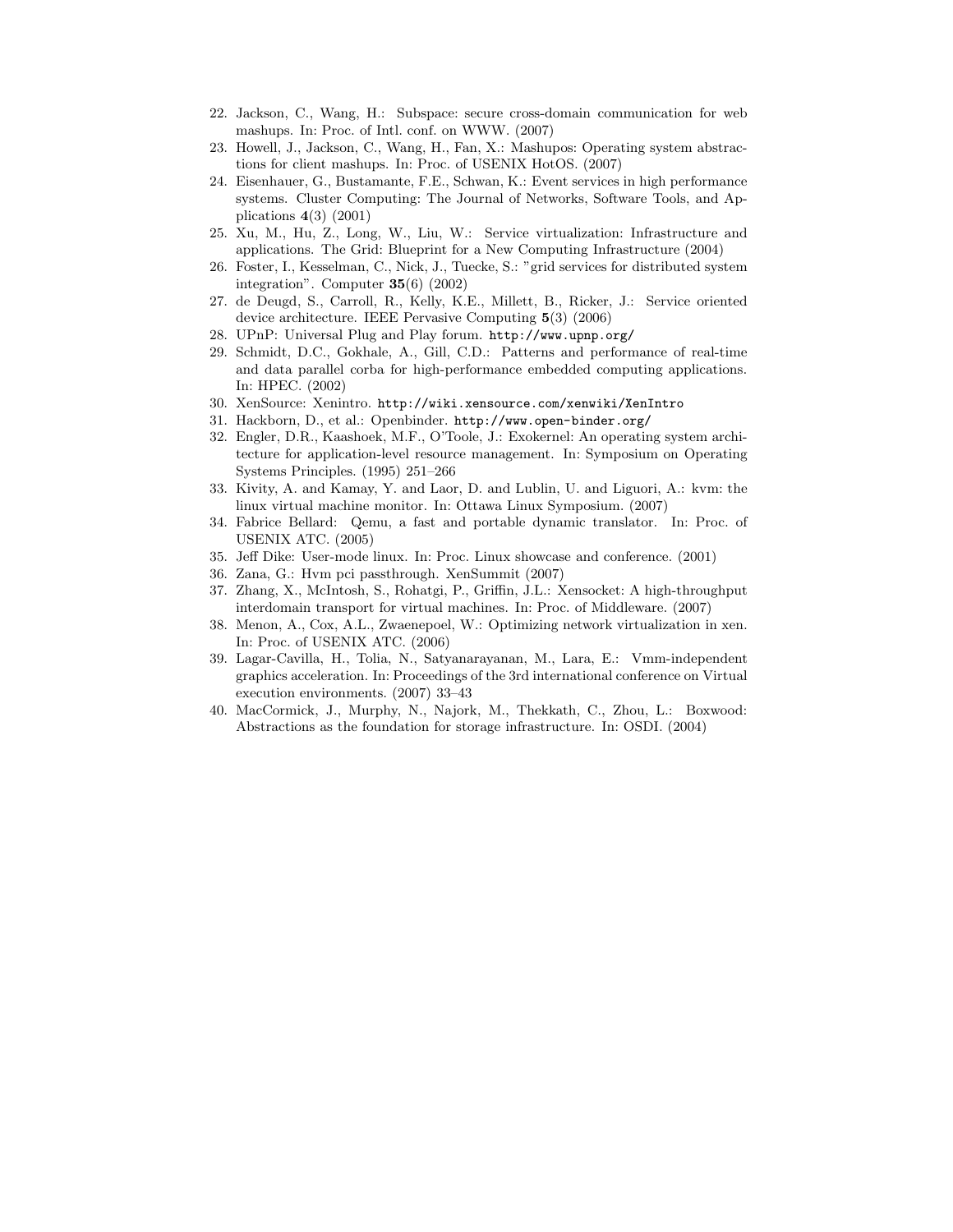22. Jackson, C., Wang, H.: Subspace: secure cross-domain communication for web mashups. In: Proc. of Intl. conf. on WWW. (2007)
23. Howell, J., Jackson, C., Wang, H., Fan, X.: Mashupos: Operating system abstractions for client mashups. In: Proc. of USENIX HotOS. (2007)
24. Eisenhauer, G., Bustamante, F.E., Schwan, K.: Event services in high performance systems. Cluster Computing: The Journal of Networks, Software Tools, and Applications **4**(3) (2001)
25. Xu, M., Hu, Z., Long, W., Liu, W.: Service virtualization: Infrastructure and applications. The Grid: Blueprint for a New Computing Infrastructure (2004)
26. Foster, I., Kesselman, C., Nick, J., Tuecke, S.: "grid services for distributed system integration". Computer **35**(6) (2002)
27. de Deugd, S., Carroll, R., Kelly, K.E., Millett, B., Ricker, J.: Service oriented device architecture. IEEE Pervasive Computing **5**(3) (2006)
28. UPnP: Universal Plug and Play forum. `http://www.upnp.org/`
29. Schmidt, D.C., Gokhale, A., Gill, C.D.: Patterns and performance of real-time and data parallel corba for high-performance embedded computing applications. In: HPEC. (2002)
30. XenSource: Xenintro. `http://wiki.xensource.com/xenwiki/XenIntro`
31. Hackborn, D., et al.: Openbinder. `http://www.open-binder.org/`
32. Engler, D.R., Kaashoek, M.F., O'Toole, J.: Exokernel: An operating system architecture for application-level resource management. In: Symposium on Operating Systems Principles. (1995) 251–266
33. Kivity, A. and Kamay, Y. and Laor, D. and Lublin, U. and Liguori, A.: kvm: the linux virtual machine monitor. In: Ottawa Linux Symposium. (2007)
34. Fabrice Bellard: Qemu, a fast and portable dynamic translator. In: Proc. of USENIX ATC. (2005)
35. Jeff Dike: User-mode linux. In: Proc. Linux showcase and conference. (2001)
36. Zana, G.: Hvm pci passthrough. XenSummit (2007)
37. Zhang, X., McIntosh, S., Rohatgi, P., Griffin, J.L.: Xensocket: A high-throughput interdomain transport for virtual machines. In: Proc. of Middleware. (2007)
38. Menon, A., Cox, A.L., Zwaenepoel, W.: Optimizing network virtualization in xen. In: Proc. of USENIX ATC. (2006)
39. Lagar-Cavilla, H., Tolia, N., Satyanarayanan, M., Lara, E.: Vmm-independent graphics acceleration. In: Proceedings of the 3rd international conference on Virtual execution environments. (2007) 33–43
40. MacCormick, J., Murphy, N., Najork, M., Thekkath, C., Zhou, L.: Boxwood: Abstractions as the foundation for storage infrastructure. In: OSDI. (2004)